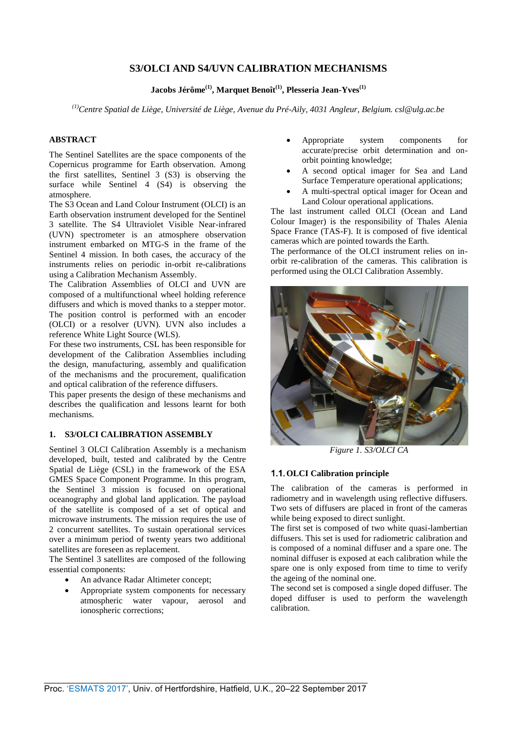# S3/OLCI AND S4/UVN CALIBRATION MECHANISMS

**Jacobs Jérôme[1], Marquet Benoît[1], Plesseria Jean-Yves[1]**

*[1]Centre Spatial de Liège, Université de Liège, Avenue du Pré-Aily, 4031 Angleur, Belgium. csl@ulg.ac.be*

## ABSTRACT

The Sentinel Satellites are the space components of the Copernicus programme for Earth observation. Among the first satellites, Sentinel 3 (S3) is observing the surface while Sentinel 4 (S4) is observing the atmosphere.

The S3 Ocean and Land Colour Instrument (OLCI) is an Earth observation instrument developed for the Sentinel 3 satellite. The S4 Ultraviolet Visible Near-infrared (UVN) spectrometer is an atmosphere observation instrument embarked on MTG-S in the frame of the Sentinel 4 mission. In both cases, the accuracy of the instruments relies on periodic in-orbit re-calibrations using a Calibration Mechanism Assembly.

The Calibration Assemblies of OLCI and UVN are composed of a multifunctional wheel holding reference diffusers and which is moved thanks to a stepper motor. The position control is performed with an encoder (OLCI) or a resolver (UVN). UVN also includes a reference White Light Source (WLS).

For these two instruments, CSL has been responsible for development of the Calibration Assemblies including the design, manufacturing, assembly and qualification of the mechanisms and the procurement, qualification and optical calibration of the reference diffusers.

This paper presents the design of these mechanisms and describes the qualification and lessons learnt for both mechanisms.

## 1. S3/OLCI CALIBRATION ASSEMBLY

Sentinel 3 OLCI Calibration Assembly is a mechanism developed, built, tested and calibrated by the Centre Spatial de Liège (CSL) in the framework of the ESA GMES Space Component Programme. In this program, the Sentinel 3 mission is focused on operational oceanography and global land application. The payload of the satellite is composed of a set of optical and microwave instruments. The mission requires the use of 2 concurrent satellites. To sustain operational services over a minimum period of twenty years two additional satellites are foreseen as replacement.

The Sentinel 3 satellites are composed of the following essential components:

- An advance Radar Altimeter concept;
- Appropriate system components for necessary atmospheric water vapour, aerosol and ionospheric corrections;
- Appropriate system components for accurate/precise orbit determination and on-orbit pointing knowledge;
- A second optical imager for Sea and Land Surface Temperature operational applications;
- A multi-spectral optical imager for Ocean and Land Colour operational applications.

The last instrument called OLCI (Ocean and Land Colour Imager) is the responsibility of Thales Alenia Space France (TAS-F). It is composed of five identical cameras which are pointed towards the Earth.

The performance of the OLCI instrument relies on in-orbit re-calibration of the cameras. This calibration is performed using the OLCI Calibration Assembly.

*Figure 1. S3/OLCI CA*

### 1.1. OLCI Calibration principle

The calibration of the cameras is performed in radiometry and in wavelength using reflective diffusers. Two sets of diffusers are placed in front of the cameras while being exposed to direct sunlight.

The first set is composed of two white quasi-lambertian diffusers. This set is used for radiometric calibration and is composed of a nominal diffuser and a spare one. The nominal diffuser is exposed at each calibration while the spare one is only exposed from time to time to verify the ageing of the nominal one.

The second set is composed a single doped diffuser. The doped diffuser is used to perform the wavelength calibration.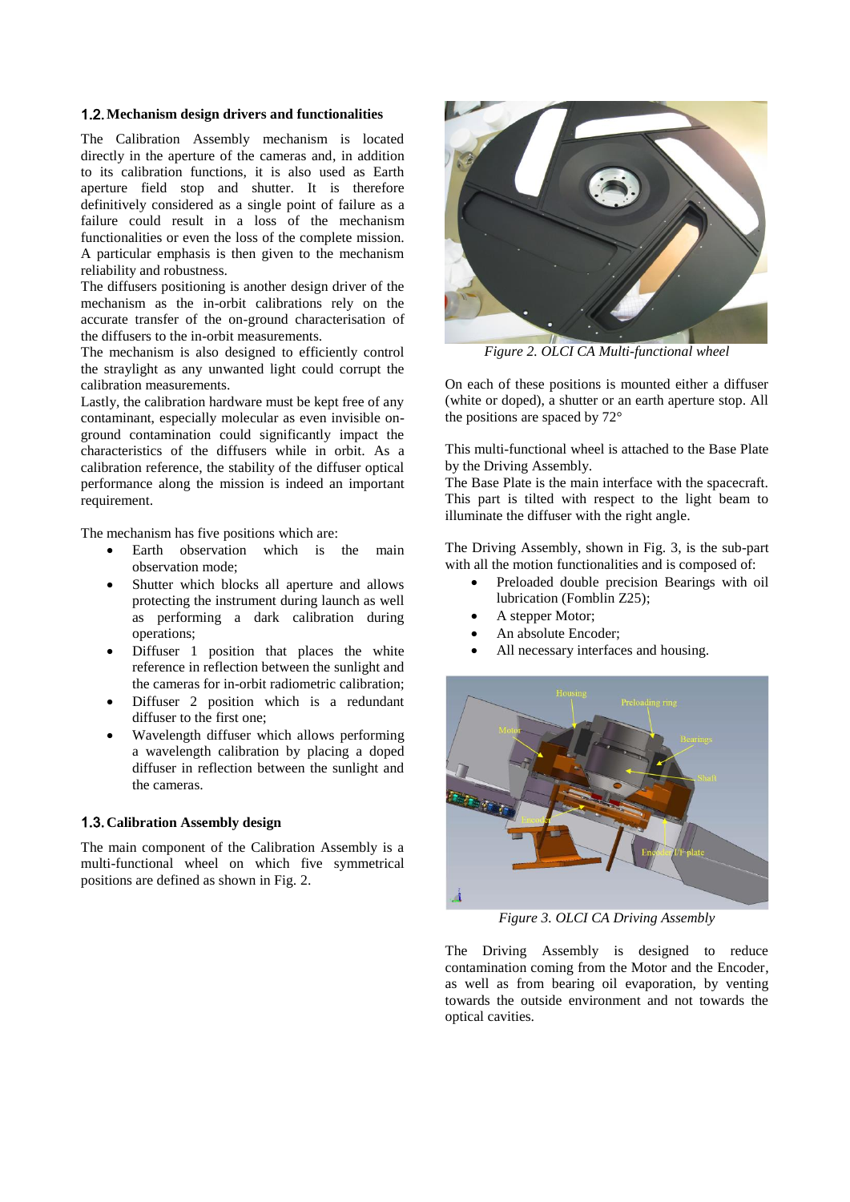### 1.2. Mechanism design drivers and functionalities

The Calibration Assembly mechanism is located directly in the aperture of the cameras and, in addition to its calibration functions, it is also used as Earth aperture field stop and shutter. It is therefore definitively considered as a single point of failure as a failure could result in a loss of the mechanism functionalities or even the loss of the complete mission. A particular emphasis is then given to the mechanism reliability and robustness.

The diffusers positioning is another design driver of the mechanism as the in-orbit calibrations rely on the accurate transfer of the on-ground characterisation of the diffusers to the in-orbit measurements.

The mechanism is also designed to efficiently control the straylight as any unwanted light could corrupt the calibration measurements.

Lastly, the calibration hardware must be kept free of any contaminant, especially molecular as even invisible on-ground contamination could significantly impact the characteristics of the diffusers while in orbit. As a calibration reference, the stability of the diffuser optical performance along the mission is indeed an important requirement.

The mechanism has five positions which are:

- Earth observation which is the main observation mode;
- Shutter which blocks all aperture and allows protecting the instrument during launch as well as performing a dark calibration during operations;
- Diffuser 1 position that places the white reference in reflection between the sunlight and the cameras for in-orbit radiometric calibration;
- Diffuser 2 position which is a redundant diffuser to the first one;
- Wavelength diffuser which allows performing a wavelength calibration by placing a doped diffuser in reflection between the sunlight and the cameras.

### 1.3. Calibration Assembly design

The main component of the Calibration Assembly is a multi-functional wheel on which five symmetrical positions are defined as shown in Fig. 2.

*Figure 2. OLCI CA Multi-functional wheel*

On each of these positions is mounted either a diffuser (white or doped), a shutter or an earth aperture stop. All the positions are spaced by 72°

This multi-functional wheel is attached to the Base Plate by the Driving Assembly.

The Base Plate is the main interface with the spacecraft. This part is tilted with respect to the light beam to illuminate the diffuser with the right angle.

The Driving Assembly, shown in Fig. 3, is the sub-part with all the motion functionalities and is composed of:

- Preloaded double precision Bearings with oil lubrication (Fomblin Z25);
- A stepper Motor;
- An absolute Encoder;
- All necessary interfaces and housing.

*Figure 3. OLCI CA Driving Assembly*

The Driving Assembly is designed to reduce contamination coming from the Motor and the Encoder, as well as from bearing oil evaporation, by venting towards the outside environment and not towards the optical cavities.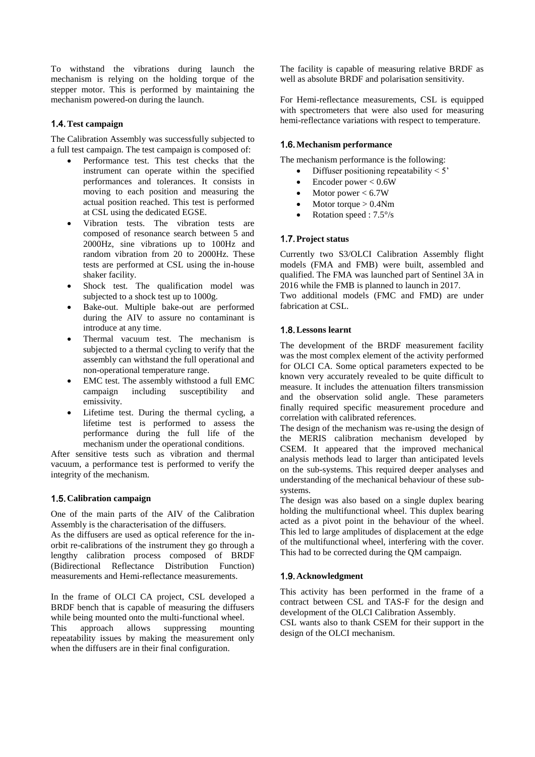To withstand the vibrations during launch the mechanism is relying on the holding torque of the stepper motor. This is performed by maintaining the mechanism powered-on during the launch.

## 1.4. Test campaign

The Calibration Assembly was successfully subjected to a full test campaign. The test campaign is composed of:

- Performance test. This test checks that the instrument can operate within the specified performances and tolerances. It consists in moving to each position and measuring the actual position reached. This test is performed at CSL using the dedicated EGSE.
- Vibration tests. The vibration tests are composed of resonance search between 5 and 2000Hz, sine vibrations up to 100Hz and random vibration from 20 to 2000Hz. These tests are performed at CSL using the in-house shaker facility.
- Shock test. The qualification model was subjected to a shock test up to 1000g.
- Bake-out. Multiple bake-out are performed during the AIV to assure no contaminant is introduce at any time.
- Thermal vacuum test. The mechanism is subjected to a thermal cycling to verify that the assembly can withstand the full operational and non-operational temperature range.
- EMC test. The assembly withstood a full EMC campaign including susceptibility and emissivity.
- Lifetime test. During the thermal cycling, a lifetime test is performed to assess the performance during the full life of the mechanism under the operational conditions.

After sensitive tests such as vibration and thermal vacuum, a performance test is performed to verify the integrity of the mechanism.

## 1.5. Calibration campaign

One of the main parts of the AIV of the Calibration Assembly is the characterisation of the diffusers.

As the diffusers are used as optical reference for the in-orbit re-calibrations of the instrument they go through a lengthy calibration process composed of BRDF (Bidirectional Reflectance Distribution Function) measurements and Hemi-reflectance measurements.

In the frame of OLCI CA project, CSL developed a BRDF bench that is capable of measuring the diffusers while being mounted onto the multi-functional wheel.
This approach allows suppressing mounting repeatability issues by making the measurement only when the diffusers are in their final configuration.

The facility is capable of measuring relative BRDF as well as absolute BRDF and polarisation sensitivity.

For Hemi-reflectance measurements, CSL is equipped with spectrometers that were also used for measuring hemi-reflectance variations with respect to temperature.

## 1.6. Mechanism performance

The mechanism performance is the following:

- Diffuser positioning repeatability < 5'
- Encoder power < 0.6W
- Motor power < 6.7W
- Motor torque > 0.4Nm
- Rotation speed : 7.5°/s

## 1.7. Project status

Currently two S3/OLCI Calibration Assembly flight models (FMA and FMB) were built, assembled and qualified. The FMA was launched part of Sentinel 3A in 2016 while the FMB is planned to launch in 2017.
Two additional models (FMC and FMD) are under fabrication at CSL.

## 1.8. Lessons learnt

The development of the BRDF measurement facility was the most complex element of the activity performed for OLCI CA. Some optical parameters expected to be known very accurately revealed to be quite difficult to measure. It includes the attenuation filters transmission and the observation solid angle. These parameters finally required specific measurement procedure and correlation with calibrated references.
The design of the mechanism was re-using the design of the MERIS calibration mechanism developed by CSEM. It appeared that the improved mechanical analysis methods lead to larger than anticipated levels on the sub-systems. This required deeper analyses and understanding of the mechanical behaviour of these sub-systems.
The design was also based on a single duplex bearing holding the multifunctional wheel. This duplex bearing acted as a pivot point in the behaviour of the wheel. This led to large amplitudes of displacement at the edge of the multifunctional wheel, interfering with the cover. This had to be corrected during the QM campaign.

## 1.9. Acknowledgment

This activity has been performed in the frame of a contract between CSL and TAS-F for the design and development of the OLCI Calibration Assembly.
CSL wants also to thank CSEM for their support in the design of the OLCI mechanism.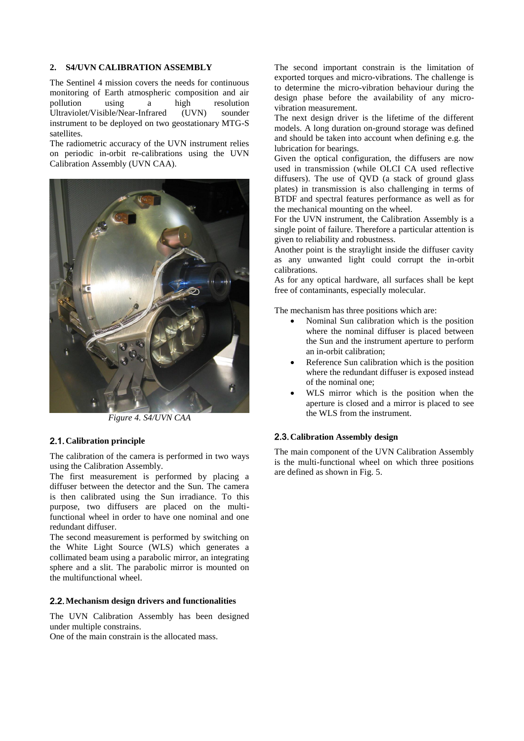## 2. S4/UVN CALIBRATION ASSEMBLY

The Sentinel 4 mission covers the needs for continuous monitoring of Earth atmospheric composition and air pollution using a high resolution Ultraviolet/Visible/Near-Infrared (UVN) sounder instrument to be deployed on two geostationary MTG-S satellites.

The radiometric accuracy of the UVN instrument relies on periodic in-orbit re-calibrations using the UVN Calibration Assembly (UVN CAA).

*Figure 4. S4/UVN CAA*

### 2.1. Calibration principle

The calibration of the camera is performed in two ways using the Calibration Assembly.

The first measurement is performed by placing a diffuser between the detector and the Sun. The camera is then calibrated using the Sun irradiance. To this purpose, two diffusers are placed on the multi-functional wheel in order to have one nominal and one redundant diffuser.

The second measurement is performed by switching on the White Light Source (WLS) which generates a collimated beam using a parabolic mirror, an integrating sphere and a slit. The parabolic mirror is mounted on the multifunctional wheel.

### 2.2. Mechanism design drivers and functionalities

The UVN Calibration Assembly has been designed under multiple constrains.

One of the main constrain is the allocated mass.

The second important constrain is the limitation of exported torques and micro-vibrations. The challenge is to determine the micro-vibration behaviour during the design phase before the availability of any micro-vibration measurement.

The next design driver is the lifetime of the different models. A long duration on-ground storage was defined and should be taken into account when defining e.g. the lubrication for bearings.

Given the optical configuration, the diffusers are now used in transmission (while OLCI CA used reflective diffusers). The use of QVD (a stack of ground glass plates) in transmission is also challenging in terms of BTDF and spectral features performance as well as for the mechanical mounting on the wheel.

For the UVN instrument, the Calibration Assembly is a single point of failure. Therefore a particular attention is given to reliability and robustness.

Another point is the straylight inside the diffuser cavity as any unwanted light could corrupt the in-orbit calibrations.

As for any optical hardware, all surfaces shall be kept free of contaminants, especially molecular.

The mechanism has three positions which are:

- Nominal Sun calibration which is the position where the nominal diffuser is placed between the Sun and the instrument aperture to perform an in-orbit calibration;
- Reference Sun calibration which is the position where the redundant diffuser is exposed instead of the nominal one;
- WLS mirror which is the position when the aperture is closed and a mirror is placed to see the WLS from the instrument.

### 2.3. Calibration Assembly design

The main component of the UVN Calibration Assembly is the multi-functional wheel on which three positions are defined as shown in Fig. 5.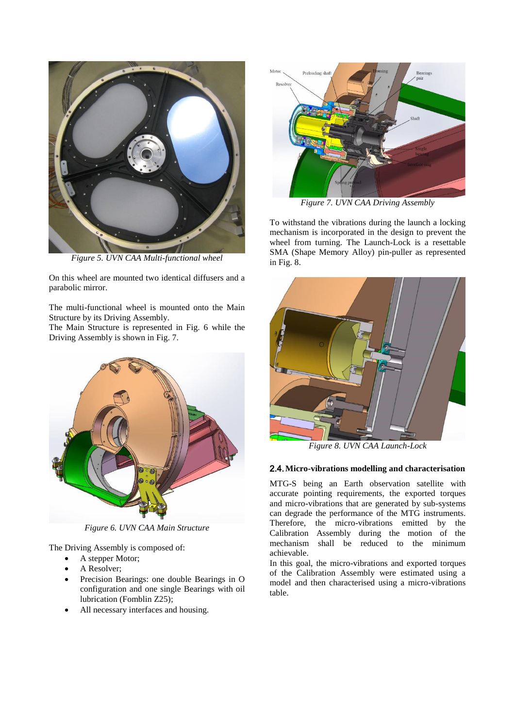Figure 5. UVN CAA Multi-functional wheel

On this wheel are mounted two identical diffusers and a parabolic mirror.

The multi-functional wheel is mounted onto the Main Structure by its Driving Assembly.
The Main Structure is represented in Fig. 6 while the Driving Assembly is shown in Fig. 7.

Figure 6. UVN CAA Main Structure

The Driving Assembly is composed of:

- A stepper Motor;
- A Resolver;
- Precision Bearings: one double Bearings in O configuration and one single Bearings with oil lubrication (Fomblin Z25);
- All necessary interfaces and housing.

Figure 7. UVN CAA Driving Assembly

To withstand the vibrations during the launch a locking mechanism is incorporated in the design to prevent the wheel from turning. The Launch-Lock is a resettable SMA (Shape Memory Alloy) pin-puller as represented in Fig. 8.

Figure 8. UVN CAA Launch-Lock

### 2.4. Micro-vibrations modelling and characterisation

MTG-S being an Earth observation satellite with accurate pointing requirements, the exported torques and micro-vibrations that are generated by sub-systems can degrade the performance of the MTG instruments. Therefore, the micro-vibrations emitted by the Calibration Assembly during the motion of the mechanism shall be reduced to the minimum achievable.
In this goal, the micro-vibrations and exported torques of the Calibration Assembly were estimated using a model and then characterised using a micro-vibrations table.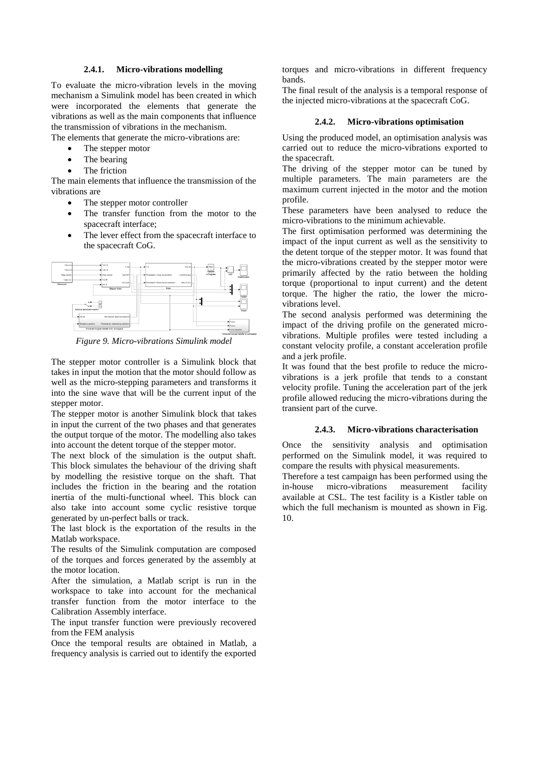#### 2.4.1. Micro-vibrations modelling

To evaluate the micro-vibration levels in the moving mechanism a Simulink model has been created in which were incorporated the elements that generate the vibrations as well as the main components that influence the transmission of vibrations in the mechanism.

The elements that generate the micro-vibrations are:

- The stepper motor
- The bearing
- The friction

The main elements that influence the transmission of the vibrations are

- The stepper motor controller
- The transfer function from the motor to the spacecraft interface;
- The lever effect from the spacecraft interface to the spacecraft CoG.

*Figure 9. Micro-vibrations Simulink model*

The stepper motor controller is a Simulink block that takes in input the motion that the motor should follow as well as the micro-stepping parameters and transforms it into the sine wave that will be the current input of the stepper motor.

The stepper motor is another Simulink block that takes in input the current of the two phases and that generates the output torque of the motor. The modelling also takes into account the detent torque of the stepper motor.

The next block of the simulation is the output shaft. This block simulates the behaviour of the driving shaft by modelling the resistive torque on the shaft. That includes the friction in the bearing and the rotation inertia of the multi-functional wheel. This block can also take into account some cyclic resistive torque generated by un-perfect balls or track.

The last block is the exportation of the results in the Matlab workspace.

The results of the Simulink computation are composed of the torques and forces generated by the assembly at the motor location.

After the simulation, a Matlab script is run in the workspace to take into account for the mechanical transfer function from the motor interface to the Calibration Assembly interface.

The input transfer function were previously recovered from the FEM analysis

Once the temporal results are obtained in Matlab, a frequency analysis is carried out to identify the exported torques and micro-vibrations in different frequency bands.

The final result of the analysis is a temporal response of the injected micro-vibrations at the spacecraft CoG.

#### 2.4.2. Micro-vibrations optimisation

Using the produced model, an optimisation analysis was carried out to reduce the micro-vibrations exported to the spacecraft.

The driving of the stepper motor can be tuned by multiple parameters. The main parameters are the maximum current injected in the motor and the motion profile.

These parameters have been analysed to reduce the micro-vibrations to the minimum achievable.

The first optimisation performed was determining the impact of the input current as well as the sensitivity to the detent torque of the stepper motor. It was found that the micro-vibrations created by the stepper motor were primarily affected by the ratio between the holding torque (proportional to input current) and the detent torque. The higher the ratio, the lower the micro-vibrations level.

The second analysis performed was determining the impact of the driving profile on the generated micro-vibrations. Multiple profiles were tested including a constant velocity profile, a constant acceleration profile and a jerk profile.

It was found that the best profile to reduce the micro-vibrations is a jerk profile that tends to a constant velocity profile. Tuning the acceleration part of the jerk profile allowed reducing the micro-vibrations during the transient part of the curve.

#### 2.4.3. Micro-vibrations characterisation

Once the sensitivity analysis and optimisation performed on the Simulink model, it was required to compare the results with physical measurements.

Therefore a test campaign has been performed using the in-house micro-vibrations measurement facility available at CSL. The test facility is a Kistler table on which the full mechanism is mounted as shown in Fig. 10.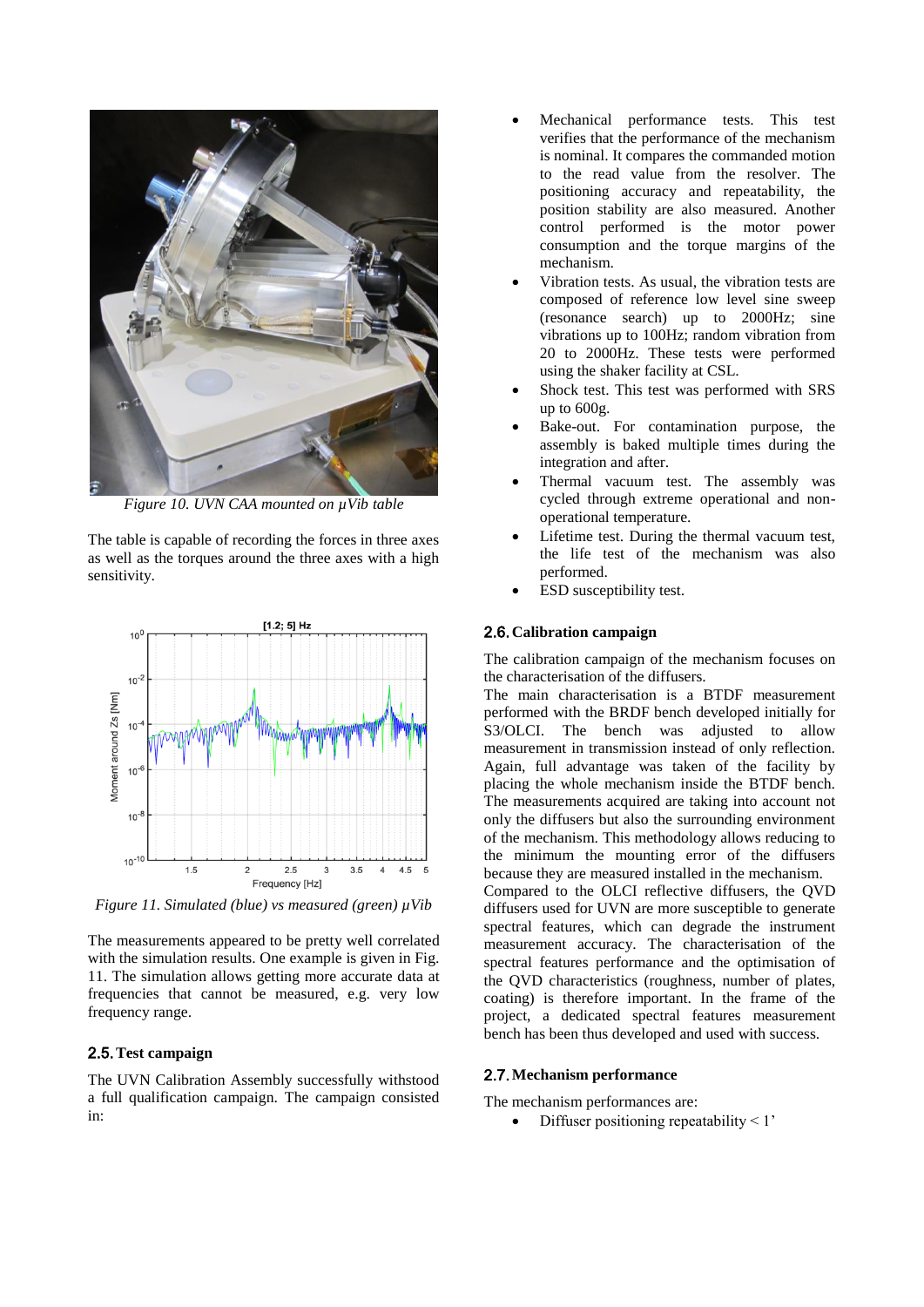*Figure 10. UVN CAA mounted on µVib table*

The table is capable of recording the forces in three axes as well as the torques around the three axes with a high sensitivity.

*Figure 11. Simulated (blue) vs measured (green) µVib*

The measurements appeared to be pretty well correlated with the simulation results. One example is given in Fig. 11. The simulation allows getting more accurate data at frequencies that cannot be measured, e.g. very low frequency range.

## 2.5. Test campaign

The UVN Calibration Assembly successfully withstood a full qualification campaign. The campaign consisted in:

- Mechanical performance tests. This test verifies that the performance of the mechanism is nominal. It compares the commanded motion to the read value from the resolver. The positioning accuracy and repeatability, the position stability are also measured. Another control performed is the motor power consumption and the torque margins of the mechanism.
- Vibration tests. As usual, the vibration tests are composed of reference low level sine sweep (resonance search) up to 2000Hz; sine vibrations up to 100Hz; random vibration from 20 to 2000Hz. These tests were performed using the shaker facility at CSL.
- Shock test. This test was performed with SRS up to 600g.
- Bake-out. For contamination purpose, the assembly is baked multiple times during the integration and after.
- Thermal vacuum test. The assembly was cycled through extreme operational and non-operational temperature.
- Lifetime test. During the thermal vacuum test, the life test of the mechanism was also performed.
- ESD susceptibility test.

## 2.6. Calibration campaign

The calibration campaign of the mechanism focuses on the characterisation of the diffusers.

The main characterisation is a BTDF measurement performed with the BRDF bench developed initially for S3/OLCI. The bench was adjusted to allow measurement in transmission instead of only reflection. Again, full advantage was taken of the facility by placing the whole mechanism inside the BTDF bench. The measurements acquired are taking into account not only the diffusers but also the surrounding environment of the mechanism. This methodology allows reducing to the minimum the mounting error of the diffusers because they are measured installed in the mechanism.

Compared to the OLCI reflective diffusers, the QVD diffusers used for UVN are more susceptible to generate spectral features, which can degrade the instrument measurement accuracy. The characterisation of the spectral features performance and the optimisation of the QVD characteristics (roughness, number of plates, coating) is therefore important. In the frame of the project, a dedicated spectral features measurement bench has been thus developed and used with success.

## 2.7. Mechanism performance

The mechanism performances are:

- Diffuser positioning repeatability < 1'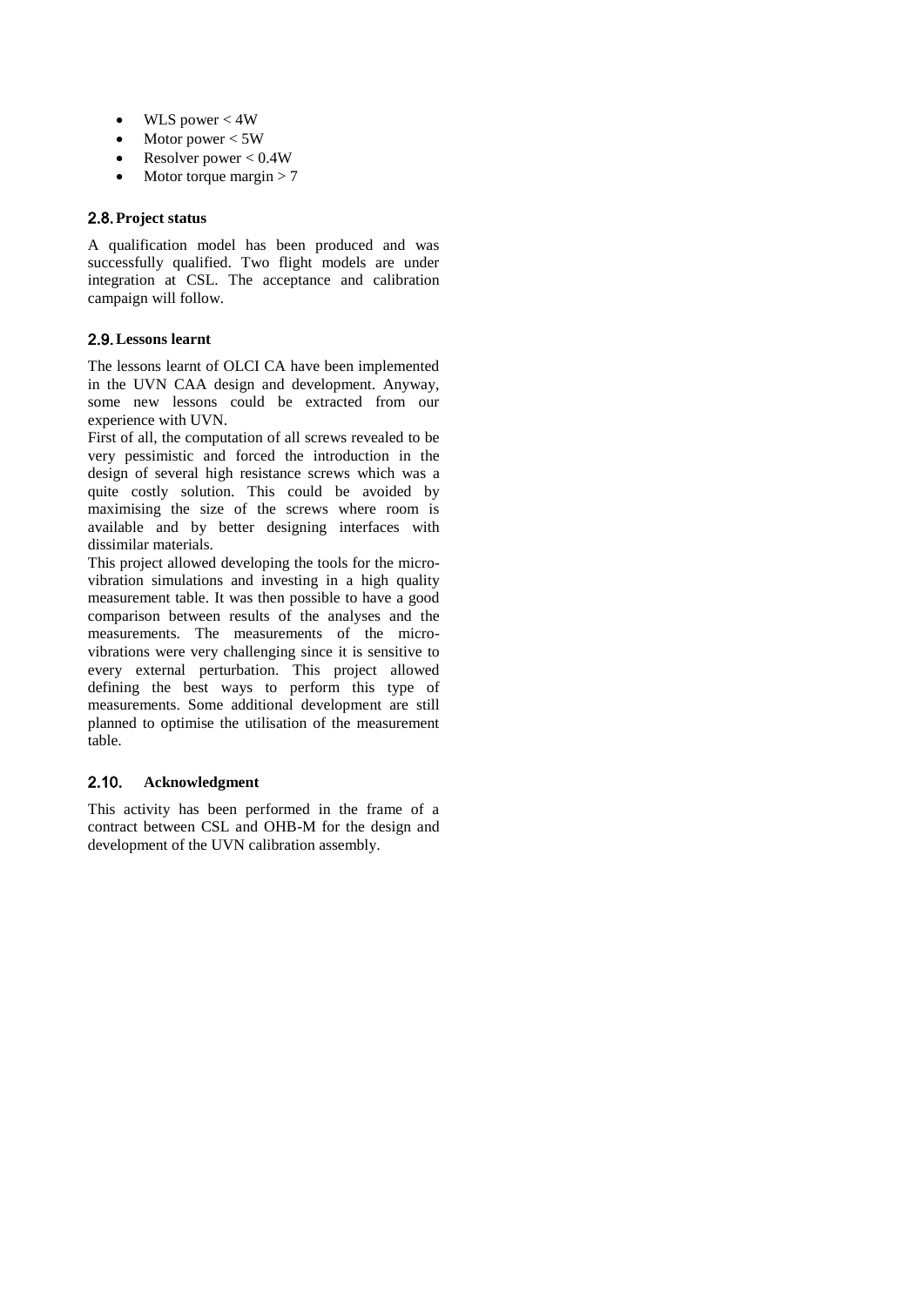- WLS power < 4W
- Motor power < 5W
- Resolver power < 0.4W
- Motor torque margin > 7

## 2.8. Project status

A qualification model has been produced and was successfully qualified. Two flight models are under integration at CSL. The acceptance and calibration campaign will follow.

## 2.9. Lessons learnt

The lessons learnt of OLCI CA have been implemented in the UVN CAA design and development. Anyway, some new lessons could be extracted from our experience with UVN.

First of all, the computation of all screws revealed to be very pessimistic and forced the introduction in the design of several high resistance screws which was a quite costly solution. This could be avoided by maximising the size of the screws where room is available and by better designing interfaces with dissimilar materials.

This project allowed developing the tools for the micro-vibration simulations and investing in a high quality measurement table. It was then possible to have a good comparison between results of the analyses and the measurements. The measurements of the micro-vibrations were very challenging since it is sensitive to every external perturbation. This project allowed defining the best ways to perform this type of measurements. Some additional development are still planned to optimise the utilisation of the measurement table.

## 2.10. Acknowledgment

This activity has been performed in the frame of a contract between CSL and OHB-M for the design and development of the UVN calibration assembly.